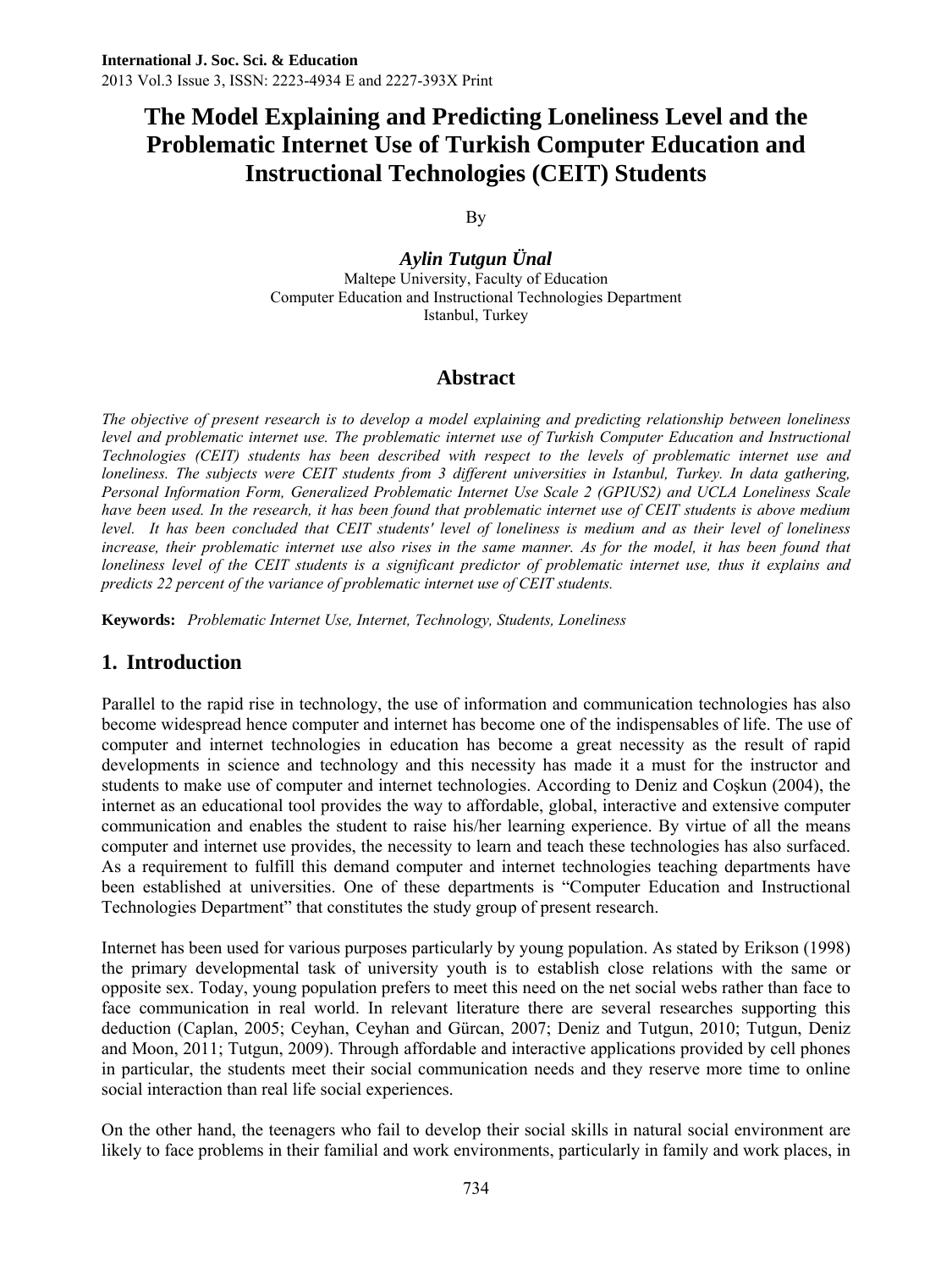# The Model Explaining and Predicting Loneliness Level and the Problematic Internet Use of Turkish Computer Education and Instructional Technologies (CEIT) Students

By

***Aylin Tutgun Ünal***

Maltepe University, Faculty of Education
Computer Education and Instructional Technologies Department
Istanbul, Turkey

## Abstract

*The objective of present research is to develop a model explaining and predicting relationship between loneliness level and problematic internet use. The problematic internet use of Turkish Computer Education and Instructional Technologies (CEIT) students has been described with respect to the levels of problematic internet use and loneliness. The subjects were CEIT students from 3 different universities in Istanbul, Turkey. In data gathering, Personal Information Form, Generalized Problematic Internet Use Scale 2 (GPIUS2) and UCLA Loneliness Scale have been used. In the research, it has been found that problematic internet use of CEIT students is above medium level. It has been concluded that CEIT students' level of loneliness is medium and as their level of loneliness increase, their problematic internet use also rises in the same manner. As for the model, it has been found that loneliness level of the CEIT students is a significant predictor of problematic internet use, thus it explains and predicts 22 percent of the variance of problematic internet use of CEIT students.*

**Keywords:** *Problematic Internet Use, Internet, Technology, Students, Loneliness*

## 1. Introduction

Parallel to the rapid rise in technology, the use of information and communication technologies has also become widespread hence computer and internet has become one of the indispensables of life. The use of computer and internet technologies in education has become a great necessity as the result of rapid developments in science and technology and this necessity has made it a must for the instructor and students to make use of computer and internet technologies. According to Deniz and Coşkun (2004), the internet as an educational tool provides the way to affordable, global, interactive and extensive computer communication and enables the student to raise his/her learning experience. By virtue of all the means computer and internet use provides, the necessity to learn and teach these technologies has also surfaced. As a requirement to fulfill this demand computer and internet technologies teaching departments have been established at universities. One of these departments is "Computer Education and Instructional Technologies Department" that constitutes the study group of present research.

Internet has been used for various purposes particularly by young population. As stated by Erikson (1998) the primary developmental task of university youth is to establish close relations with the same or opposite sex. Today, young population prefers to meet this need on the net social webs rather than face to face communication in real world. In relevant literature there are several researches supporting this deduction (Caplan, 2005; Ceyhan, Ceyhan and Gürcan, 2007; Deniz and Tutgun, 2010; Tutgun, Deniz and Moon, 2011; Tutgun, 2009). Through affordable and interactive applications provided by cell phones in particular, the students meet their social communication needs and they reserve more time to online social interaction than real life social experiences.

On the other hand, the teenagers who fail to develop their social skills in natural social environment are likely to face problems in their familial and work environments, particularly in family and work places, in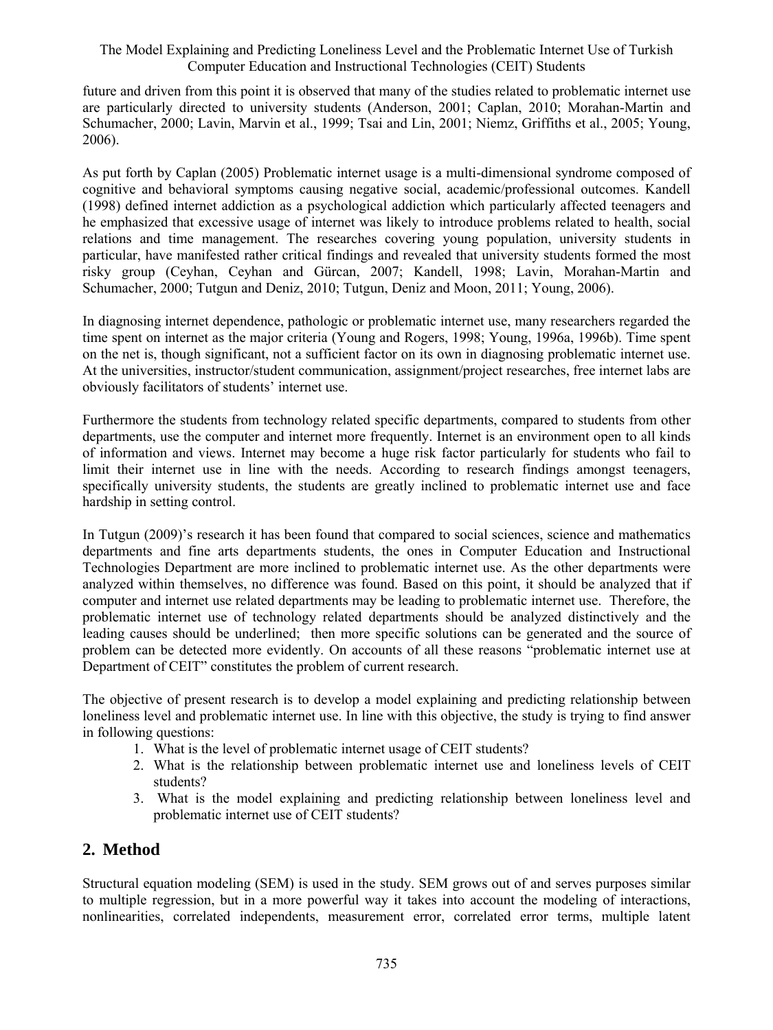future and driven from this point it is observed that many of the studies related to problematic internet use are particularly directed to university students (Anderson, 2001; Caplan, 2010; Morahan-Martin and Schumacher, 2000; Lavin, Marvin et al., 1999; Tsai and Lin, 2001; Niemz, Griffiths et al., 2005; Young, 2006).

As put forth by Caplan (2005) Problematic internet usage is a multi-dimensional syndrome composed of cognitive and behavioral symptoms causing negative social, academic/professional outcomes. Kandell (1998) defined internet addiction as a psychological addiction which particularly affected teenagers and he emphasized that excessive usage of internet was likely to introduce problems related to health, social relations and time management. The researches covering young population, university students in particular, have manifested rather critical findings and revealed that university students formed the most risky group (Ceyhan, Ceyhan and Gürcan, 2007; Kandell, 1998; Lavin, Morahan-Martin and Schumacher, 2000; Tutgun and Deniz, 2010; Tutgun, Deniz and Moon, 2011; Young, 2006).

In diagnosing internet dependence, pathologic or problematic internet use, many researchers regarded the time spent on internet as the major criteria (Young and Rogers, 1998; Young, 1996a, 1996b). Time spent on the net is, though significant, not a sufficient factor on its own in diagnosing problematic internet use. At the universities, instructor/student communication, assignment/project researches, free internet labs are obviously facilitators of students' internet use.

Furthermore the students from technology related specific departments, compared to students from other departments, use the computer and internet more frequently. Internet is an environment open to all kinds of information and views. Internet may become a huge risk factor particularly for students who fail to limit their internet use in line with the needs. According to research findings amongst teenagers, specifically university students, the students are greatly inclined to problematic internet use and face hardship in setting control.

In Tutgun (2009)'s research it has been found that compared to social sciences, science and mathematics departments and fine arts departments students, the ones in Computer Education and Instructional Technologies Department are more inclined to problematic internet use. As the other departments were analyzed within themselves, no difference was found. Based on this point, it should be analyzed that if computer and internet use related departments may be leading to problematic internet use. Therefore, the problematic internet use of technology related departments should be analyzed distinctively and the leading causes should be underlined; then more specific solutions can be generated and the source of problem can be detected more evidently. On accounts of all these reasons "problematic internet use at Department of CEIT" constitutes the problem of current research.

The objective of present research is to develop a model explaining and predicting relationship between loneliness level and problematic internet use. In line with this objective, the study is trying to find answer in following questions:

1. What is the level of problematic internet usage of CEIT students?
2. What is the relationship between problematic internet use and loneliness levels of CEIT students?
3. What is the model explaining and predicting relationship between loneliness level and problematic internet use of CEIT students?

## 2. Method

Structural equation modeling (SEM) is used in the study. SEM grows out of and serves purposes similar to multiple regression, but in a more powerful way it takes into account the modeling of interactions, nonlinearities, correlated independents, measurement error, correlated error terms, multiple latent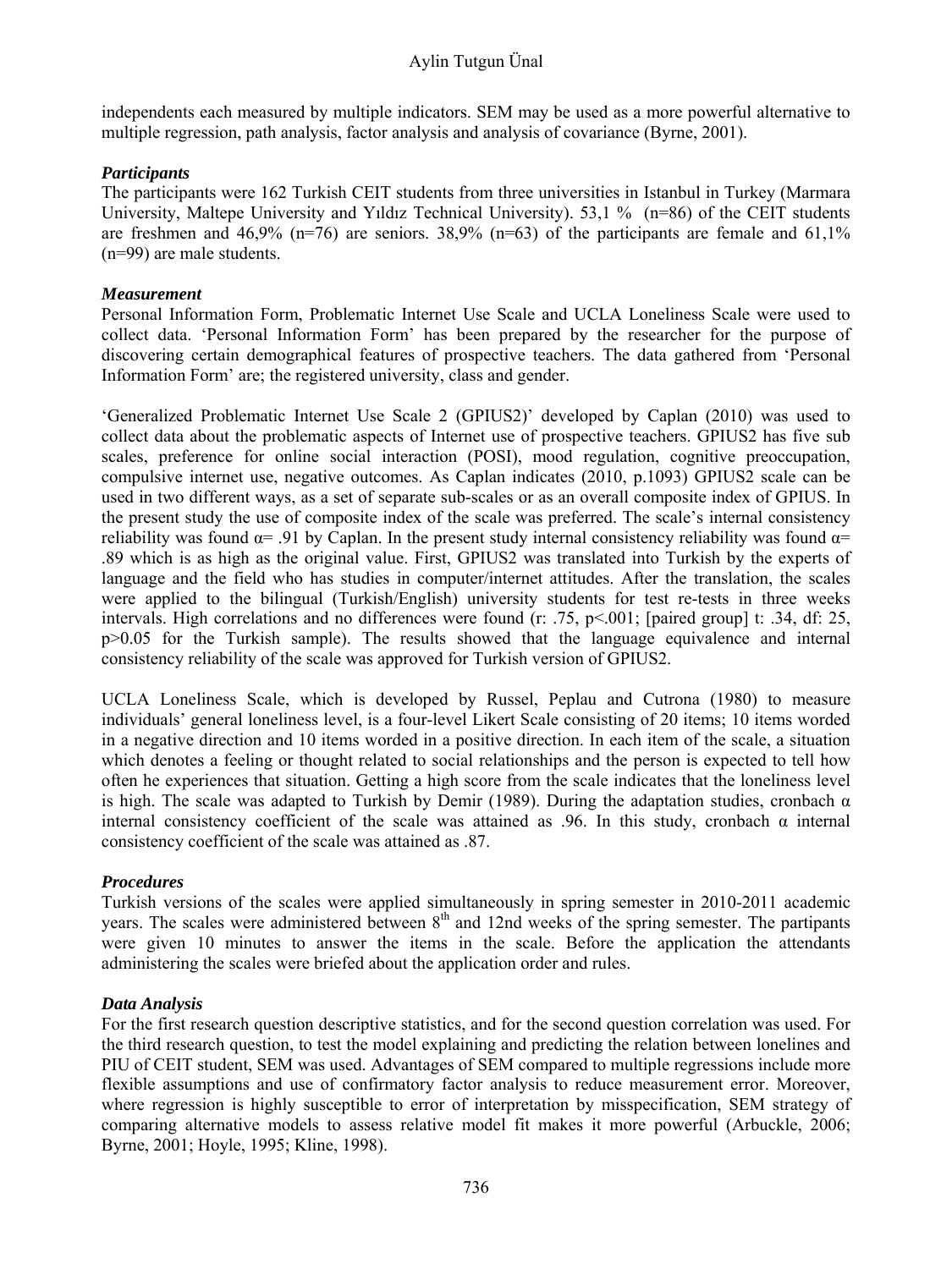independents each measured by multiple indicators. SEM may be used as a more powerful alternative to multiple regression, path analysis, factor analysis and analysis of covariance (Byrne, 2001).

### *Participants*

The participants were 162 Turkish CEIT students from three universities in Istanbul in Turkey (Marmara University, Maltepe University and Yıldız Technical University). 53,1 % (n=86) of the CEIT students are freshmen and 46,9% (n=76) are seniors. 38,9% (n=63) of the participants are female and 61,1% (n=99) are male students.

### *Measurement*

Personal Information Form, Problematic Internet Use Scale and UCLA Loneliness Scale were used to collect data. 'Personal Information Form' has been prepared by the researcher for the purpose of discovering certain demographical features of prospective teachers. The data gathered from 'Personal Information Form' are; the registered university, class and gender.

'Generalized Problematic Internet Use Scale 2 (GPIUS2)' developed by Caplan (2010) was used to collect data about the problematic aspects of Internet use of prospective teachers. GPIUS2 has five sub scales, preference for online social interaction (POSI), mood regulation, cognitive preoccupation, compulsive internet use, negative outcomes. As Caplan indicates (2010, p.1093) GPIUS2 scale can be used in two different ways, as a set of separate sub-scales or as an overall composite index of GPIUS. In the present study the use of composite index of the scale was preferred. The scale's internal consistency reliability was found $\alpha = .91$ by Caplan. In the present study internal consistency reliability was found $\alpha = .89$ which is as high as the original value. First, GPIUS2 was translated into Turkish by the experts of language and the field who has studies in computer/internet attitudes. After the translation, the scales were applied to the bilingual (Turkish/English) university students for test re-tests in three weeks intervals. High correlations and no differences were found (r: .75, $p<.001$; [paired group] t: .34, df: 25, $p>0.05$ for the Turkish sample). The results showed that the language equivalence and internal consistency reliability of the scale was approved for Turkish version of GPIUS2.

UCLA Loneliness Scale, which is developed by Russel, Peplau and Cutrona (1980) to measure individuals' general loneliness level, is a four-level Likert Scale consisting of 20 items; 10 items worded in a negative direction and 10 items worded in a positive direction. In each item of the scale, a situation which denotes a feeling or thought related to social relationships and the person is expected to tell how often he experiences that situation. Getting a high score from the scale indicates that the loneliness level is high. The scale was adapted to Turkish by Demir (1989). During the adaptation studies, cronbach $\alpha$ internal consistency coefficient of the scale was attained as .96. In this study, cronbach $\alpha$ internal consistency coefficient of the scale was attained as .87.

### *Procedures*

Turkish versions of the scales were applied simultaneously in spring semester in 2010-2011 academic years. The scales were administered between 8th and 12nd weeks of the spring semester. The partipants were given 10 minutes to answer the items in the scale. Before the application the attendants administering the scales were briefed about the application order and rules.

### *Data Analysis*

For the first research question descriptive statistics, and for the second question correlation was used. For the third research question, to test the model explaining and predicting the relation between lonelines and PIU of CEIT student, SEM was used. Advantages of SEM compared to multiple regressions include more flexible assumptions and use of confirmatory factor analysis to reduce measurement error. Moreover, where regression is highly susceptible to error of interpretation by misspecification, SEM strategy of comparing alternative models to assess relative model fit makes it more powerful (Arbuckle, 2006; Byrne, 2001; Hoyle, 1995; Kline, 1998).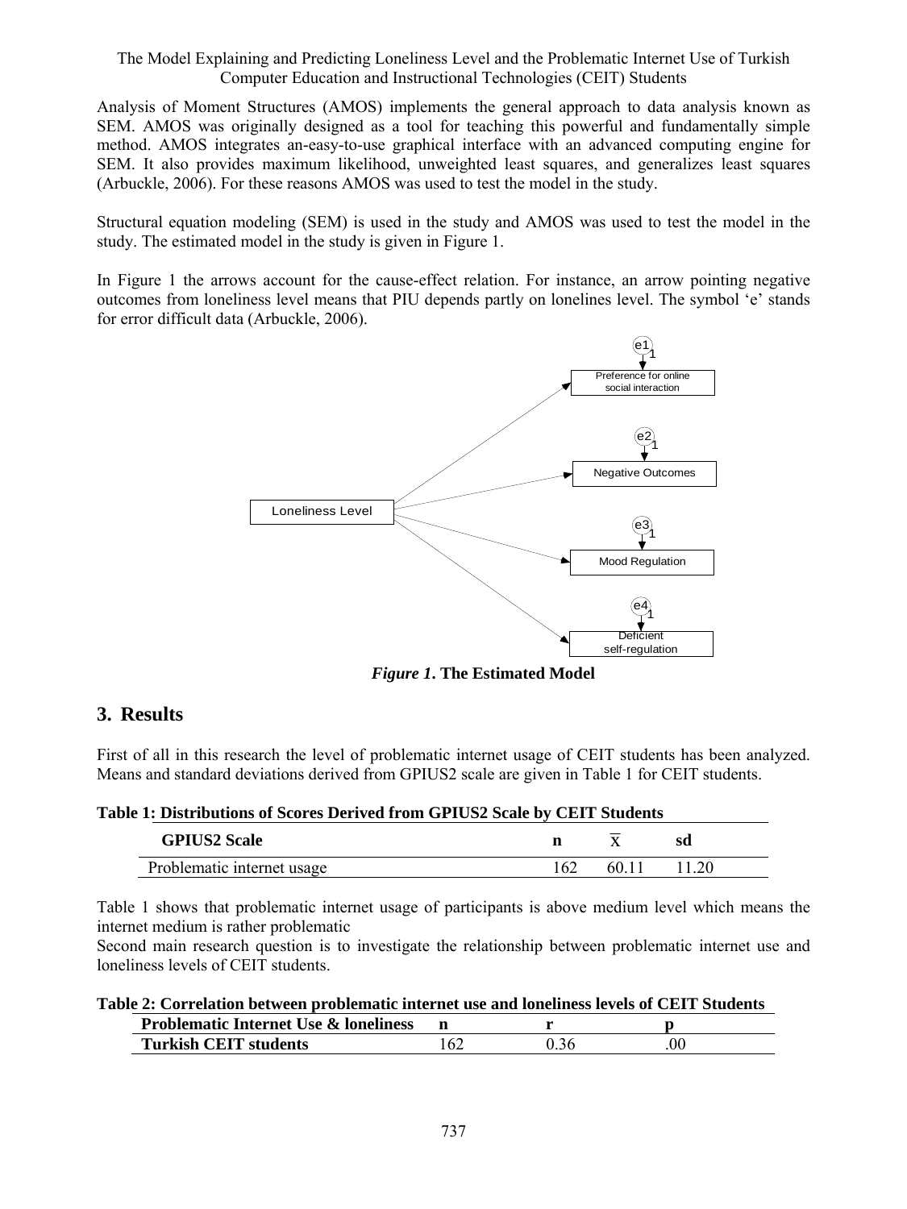Analysis of Moment Structures (AMOS) implements the general approach to data analysis known as SEM. AMOS was originally designed as a tool for teaching this powerful and fundamentally simple method. AMOS integrates an-easy-to-use graphical interface with an advanced computing engine for SEM. It also provides maximum likelihood, unweighted least squares, and generalizes least squares (Arbuckle, 2006). For these reasons AMOS was used to test the model in the study.

Structural equation modeling (SEM) is used in the study and AMOS was used to test the model in the study. The estimated model in the study is given in Figure 1.

In Figure 1 the arrows account for the cause-effect relation. For instance, an arrow pointing negative outcomes from loneliness level means that PIU depends partly on lonelines level. The symbol 'e' stands for error difficult data (Arbuckle, 2006).

*Figure 1*. **The Estimated Model**

## 3. Results

First of all in this research the level of problematic internet usage of CEIT students has been analyzed. Means and standard deviations derived from GPIUS2 scale are given in Table 1 for CEIT students.

**Table 1: Distributions of Scores Derived from GPIUS2 Scale by CEIT Students**

| GPIUS2 Scale | n | $\overline{X}$ | sd |
|---|---|---|---|
| Problematic internet usage | 162 | 60.11 | 11.20 |

Table 1 shows that problematic internet usage of participants is above medium level which means the internet medium is rather problematic

Second main research question is to investigate the relationship between problematic internet use and loneliness levels of CEIT students.

**Table 2: Correlation between problematic internet use and loneliness levels of CEIT Students**

| Problematic Internet Use & loneliness | n | r | p |
|---|---|---|---|
| Turkish CEIT students | 162 | 0.36 | .00 |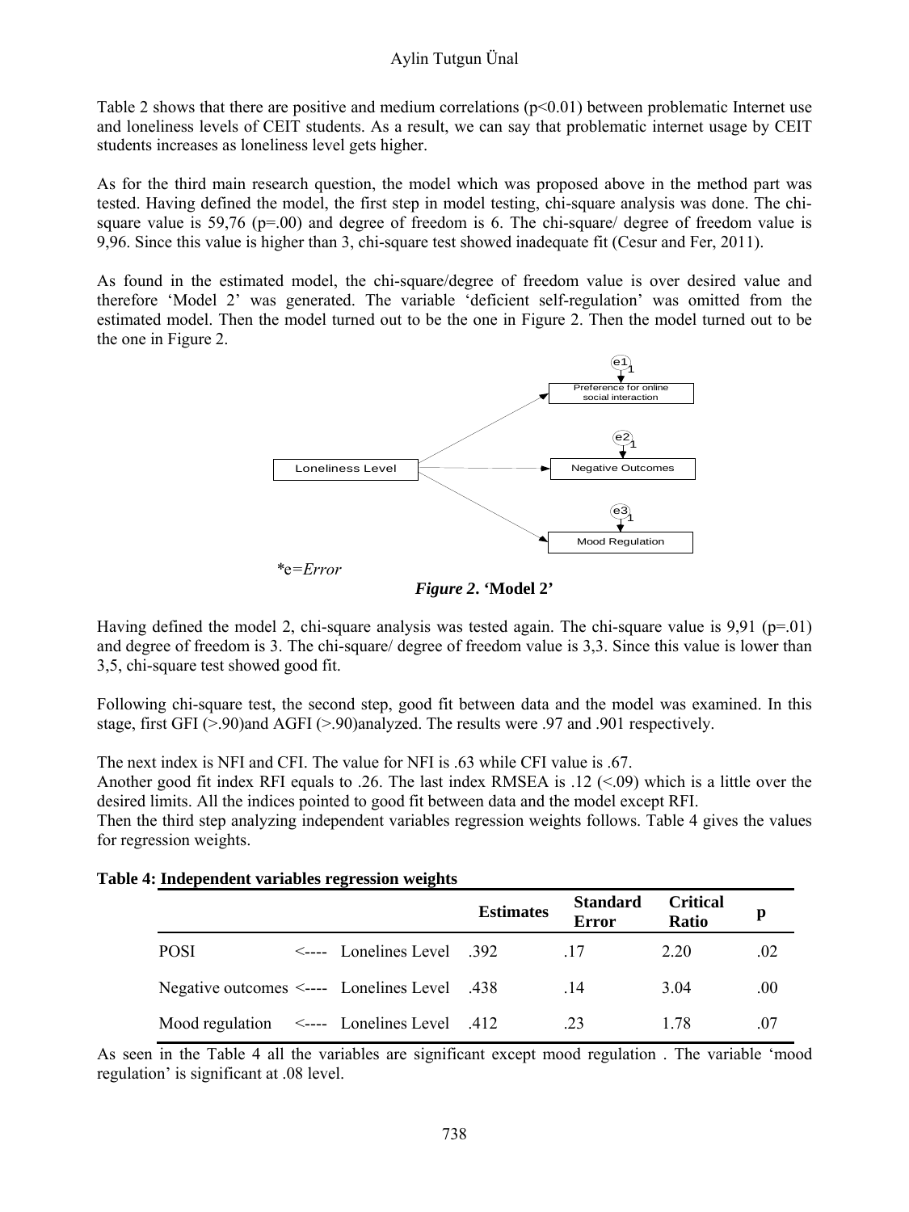Table 2 shows that there are positive and medium correlations ($p<0.01$) between problematic Internet use and loneliness levels of CEIT students. As a result, we can say that problematic internet usage by CEIT students increases as loneliness level gets higher.

As for the third main research question, the model which was proposed above in the method part was tested. Having defined the model, the first step in model testing, chi-square analysis was done. The chi-square value is 59,76 (p=.00) and degree of freedom is 6. The chi-square/ degree of freedom value is 9,96. Since this value is higher than 3, chi-square test showed inadequate fit (Cesur and Fer, 2011).

As found in the estimated model, the chi-square/degree of freedom value is over desired value and therefore 'Model 2' was generated. The variable 'deficient self-regulation' was omitted from the estimated model. Then the model turned out to be the one in Figure 2. Then the model turned out to be the one in Figure 2.

e1 1 — Preference for online social interaction

e2 1 — Negative Outcomes

e3 1 — Mood Regulation

Loneliness Level

*e=*Error*

***Figure 2*. 'Model 2'**

Having defined the model 2, chi-square analysis was tested again. The chi-square value is 9,91 (p=.01) and degree of freedom is 3. The chi-square/ degree of freedom value is 3,3. Since this value is lower than 3,5, chi-square test showed good fit.

Following chi-square test, the second step, good fit between data and the model was examined. In this stage, first GFI (>.90)and AGFI (>.90)analyzed. The results were .97 and .901 respectively.

The next index is NFI and CFI. The value for NFI is .63 while CFI value is .67.
Another good fit index RFI equals to .26. The last index RMSEA is .12 (<.09) which is a little over the desired limits. All the indices pointed to good fit between data and the model except RFI.
Then the third step analyzing independent variables regression weights follows. Table 4 gives the values for regression weights.

**Table 4: Independent variables regression weights**

| | | | Estimates | Standard Error | Critical Ratio | p |
|---|---|---|---|---|---|---|
| POSI | <---- | Lonelines Level | .392 | .17 | 2.20 | .02 |
| Negative outcomes | <---- | Lonelines Level | .438 | .14 | 3.04 | .00 |
| Mood regulation | <---- | Lonelines Level | .412 | .23 | 1.78 | .07 |

As seen in the Table 4 all the variables are significant except mood regulation . The variable 'mood regulation' is significant at .08 level.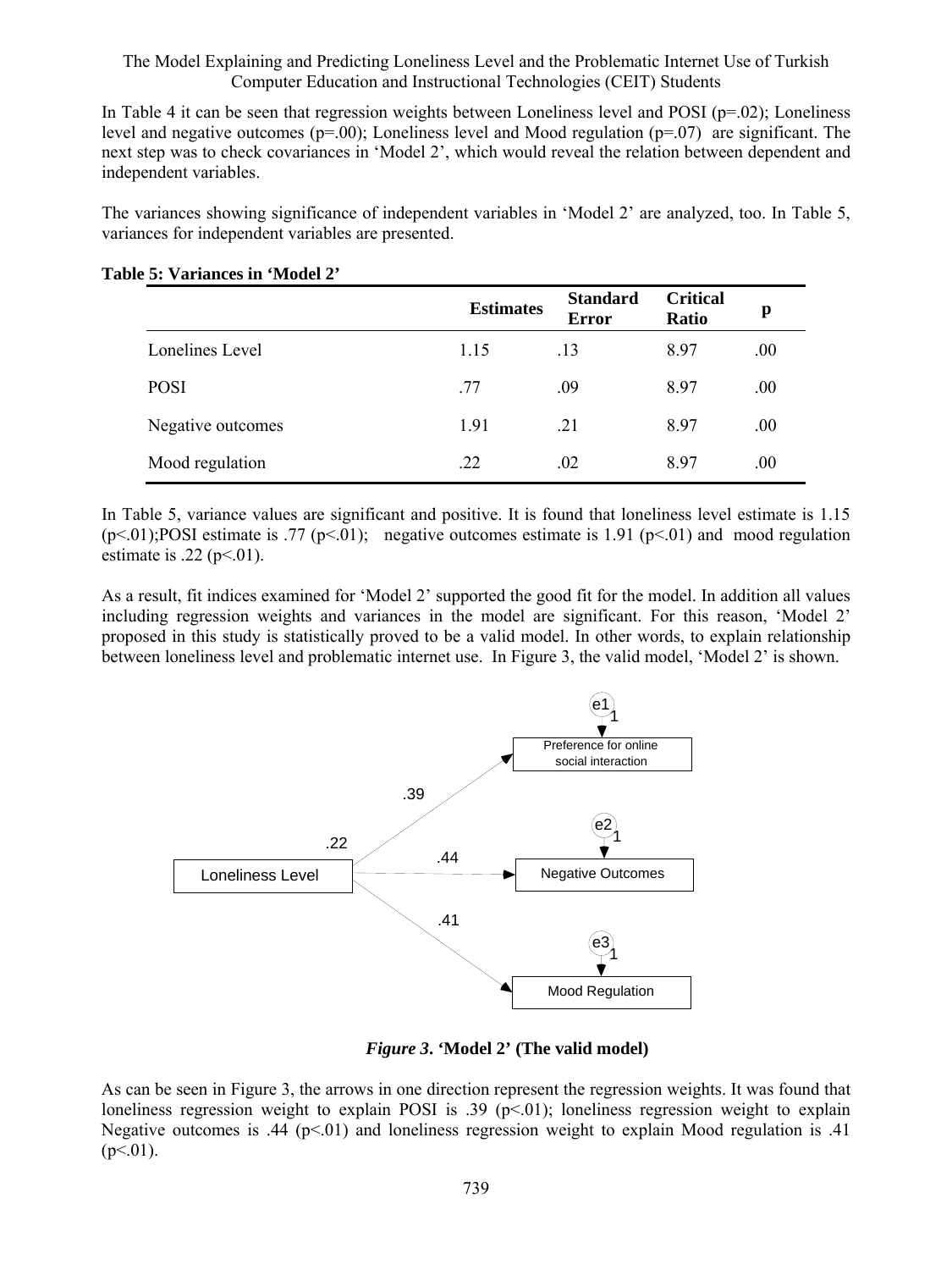In Table 4 it can be seen that regression weights between Loneliness level and POSI (p=.02); Loneliness level and negative outcomes (p=.00); Loneliness level and Mood regulation (p=.07) are significant. The next step was to check covariances in 'Model 2', which would reveal the relation between dependent and independent variables.

The variances showing significance of independent variables in 'Model 2' are analyzed, too. In Table 5, variances for independent variables are presented.

**Table 5: Variances in 'Model 2'**

| | Estimates | Standard Error | Critical Ratio | p |
|---|---|---|---|---|
| Lonelines Level | 1.15 | .13 | 8.97 | .00 |
| POSI | .77 | .09 | 8.97 | .00 |
| Negative outcomes | 1.91 | .21 | 8.97 | .00 |
| Mood regulation | .22 | .02 | 8.97 | .00 |

In Table 5, variance values are significant and positive. It is found that loneliness level estimate is 1.15 ($p<.01$);POSI estimate is .77 ($p<.01$); negative outcomes estimate is 1.91 ($p<.01$) and mood regulation estimate is .22 ($p<.01$).

As a result, fit indices examined for 'Model 2' supported the good fit for the model. In addition all values including regression weights and variances in the model are significant. For this reason, 'Model 2' proposed in this study is statistically proved to be a valid model. In other words, to explain relationship between loneliness level and problematic internet use. In Figure 3, the valid model, 'Model 2' is shown.

*Figure 3***. 'Model 2' (The valid model)**

As can be seen in Figure 3, the arrows in one direction represent the regression weights. It was found that loneliness regression weight to explain POSI is .39 ($p<.01$); loneliness regression weight to explain Negative outcomes is .44 ($p<.01$) and loneliness regression weight to explain Mood regulation is .41 ($p<.01$).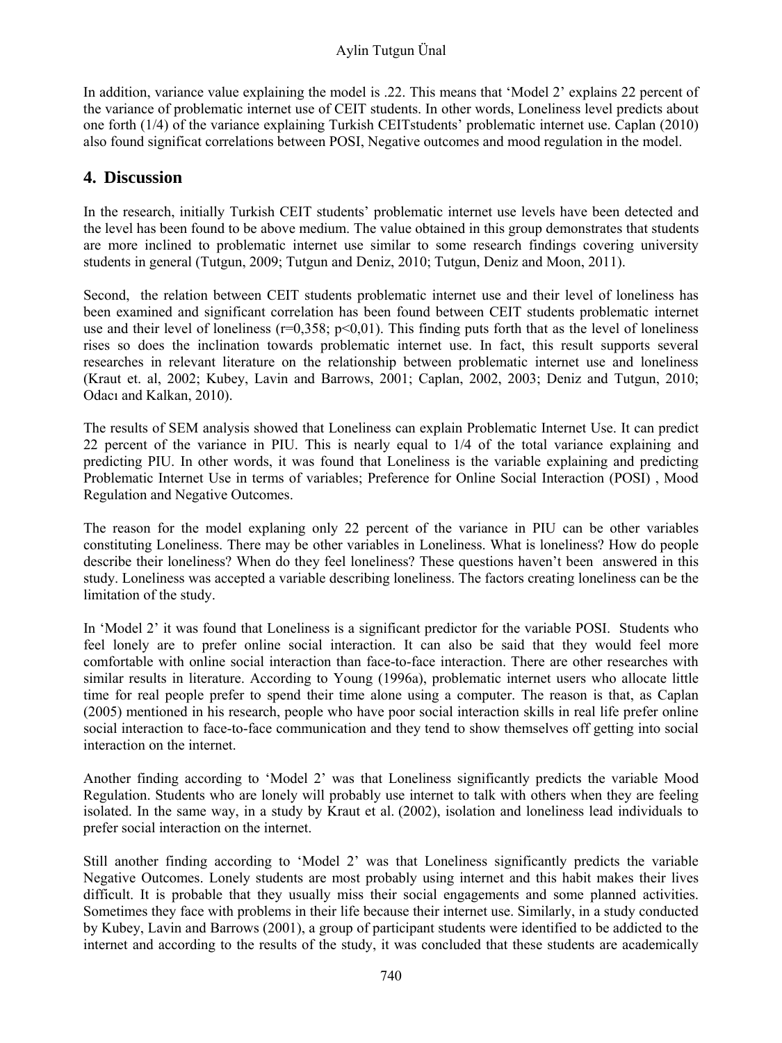In addition, variance value explaining the model is .22. This means that 'Model 2' explains 22 percent of the variance of problematic internet use of CEIT students. In other words, Loneliness level predicts about one forth (1/4) of the variance explaining Turkish CEITstudents' problematic internet use. Caplan (2010) also found significat correlations between POSI, Negative outcomes and mood regulation in the model.

## 4. Discussion

In the research, initially Turkish CEIT students' problematic internet use levels have been detected and the level has been found to be above medium. The value obtained in this group demonstrates that students are more inclined to problematic internet use similar to some research findings covering university students in general (Tutgun, 2009; Tutgun and Deniz, 2010; Tutgun, Deniz and Moon, 2011).

Second, the relation between CEIT students problematic internet use and their level of loneliness has been examined and significant correlation has been found between CEIT students problematic internet use and their level of loneliness ($r=0,358$; $p<0,01$). This finding puts forth that as the level of loneliness rises so does the inclination towards problematic internet use. In fact, this result supports several researches in relevant literature on the relationship between problematic internet use and loneliness (Kraut et. al, 2002; Kubey, Lavin and Barrows, 2001; Caplan, 2002, 2003; Deniz and Tutgun, 2010; Odacı and Kalkan, 2010).

The results of SEM analysis showed that Loneliness can explain Problematic Internet Use. It can predict 22 percent of the variance in PIU. This is nearly equal to 1/4 of the total variance explaining and predicting PIU. In other words, it was found that Loneliness is the variable explaining and predicting Problematic Internet Use in terms of variables; Preference for Online Social Interaction (POSI) , Mood Regulation and Negative Outcomes.

The reason for the model explaining only 22 percent of the variance in PIU can be other variables constituting Loneliness. There may be other variables in Loneliness. What is loneliness? How do people describe their loneliness? When do they feel loneliness? These questions haven't been answered in this study. Loneliness was accepted a variable describing loneliness. The factors creating loneliness can be the limitation of the study.

In 'Model 2' it was found that Loneliness is a significant predictor for the variable POSI. Students who feel lonely are to prefer online social interaction. It can also be said that they would feel more comfortable with online social interaction than face-to-face interaction. There are other researches with similar results in literature. According to Young (1996a), problematic internet users who allocate little time for real people prefer to spend their time alone using a computer. The reason is that, as Caplan (2005) mentioned in his research, people who have poor social interaction skills in real life prefer online social interaction to face-to-face communication and they tend to show themselves off getting into social interaction on the internet.

Another finding according to 'Model 2' was that Loneliness significantly predicts the variable Mood Regulation. Students who are lonely will probably use internet to talk with others when they are feeling isolated. In the same way, in a study by Kraut et al. (2002), isolation and loneliness lead individuals to prefer social interaction on the internet.

Still another finding according to 'Model 2' was that Loneliness significantly predicts the variable Negative Outcomes. Lonely students are most probably using internet and this habit makes their lives difficult. It is probable that they usually miss their social engagements and some planned activities. Sometimes they face with problems in their life because their internet use. Similarly, in a study conducted by Kubey, Lavin and Barrows (2001), a group of participant students were identified to be addicted to the internet and according to the results of the study, it was concluded that these students are academically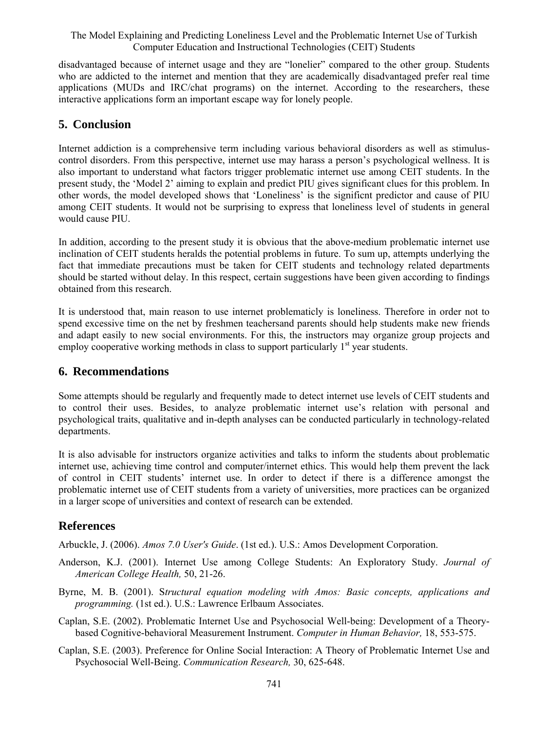disadvantaged because of internet usage and they are "lonelier" compared to the other group. Students who are addicted to the internet and mention that they are academically disadvantaged prefer real time applications (MUDs and IRC/chat programs) on the internet. According to the researchers, these interactive applications form an important escape way for lonely people.

## 5. Conclusion

Internet addiction is a comprehensive term including various behavioral disorders as well as stimulus-control disorders. From this perspective, internet use may harass a person's psychological wellness. It is also important to understand what factors trigger problematic internet use among CEIT students. In the present study, the 'Model 2' aiming to explain and predict PIU gives significant clues for this problem. In other words, the model developed shows that 'Loneliness' is the significnt predictor and cause of PIU among CEIT students. It would not be surprising to express that loneliness level of students in general would cause PIU.

In addition, according to the present study it is obvious that the above-medium problematic internet use inclination of CEIT students heralds the potential problems in future. To sum up, attempts underlying the fact that immediate precautions must be taken for CEIT students and technology related departments should be started without delay. In this respect, certain suggestions have been given according to findings obtained from this research.

It is understood that, main reason to use internet problematicly is loneliness. Therefore in order not to spend excessive time on the net by freshmen teachersand parents should help students make new friends and adapt easily to new social environments. For this, the instructors may organize group projects and employ cooperative working methods in class to support particularly 1st year students.

## 6. Recommendations

Some attempts should be regularly and frequently made to detect internet use levels of CEIT students and to control their uses. Besides, to analyze problematic internet use's relation with personal and psychological traits, qualitative and in-depth analyses can be conducted particularly in technology-related departments.

It is also advisable for instructors organize activities and talks to inform the students about problematic internet use, achieving time control and computer/internet ethics. This would help them prevent the lack of control in CEIT students' internet use. In order to detect if there is a difference amongst the problematic internet use of CEIT students from a variety of universities, more practices can be organized in a larger scope of universities and context of research can be extended.

## References

Arbuckle, J. (2006). *Amos 7.0 User's Guide*. (1st ed.). U.S.: Amos Development Corporation.

Anderson, K.J. (2001). Internet Use among College Students: An Exploratory Study. *Journal of American College Health,* 50, 21-26.

Byrne, M. B. (2001). S*tructural equation modeling with Amos: Basic concepts, applications and programming.* (1st ed.). U.S.: Lawrence Erlbaum Associates.

Caplan, S.E. (2002). Problematic Internet Use and Psychosocial Well-being: Development of a Theory-based Cognitive-behavioral Measurement Instrument. *Computer in Human Behavior,* 18, 553-575.

Caplan, S.E. (2003). Preference for Online Social Interaction: A Theory of Problematic Internet Use and Psychosocial Well-Being. *Communication Research,* 30, 625-648.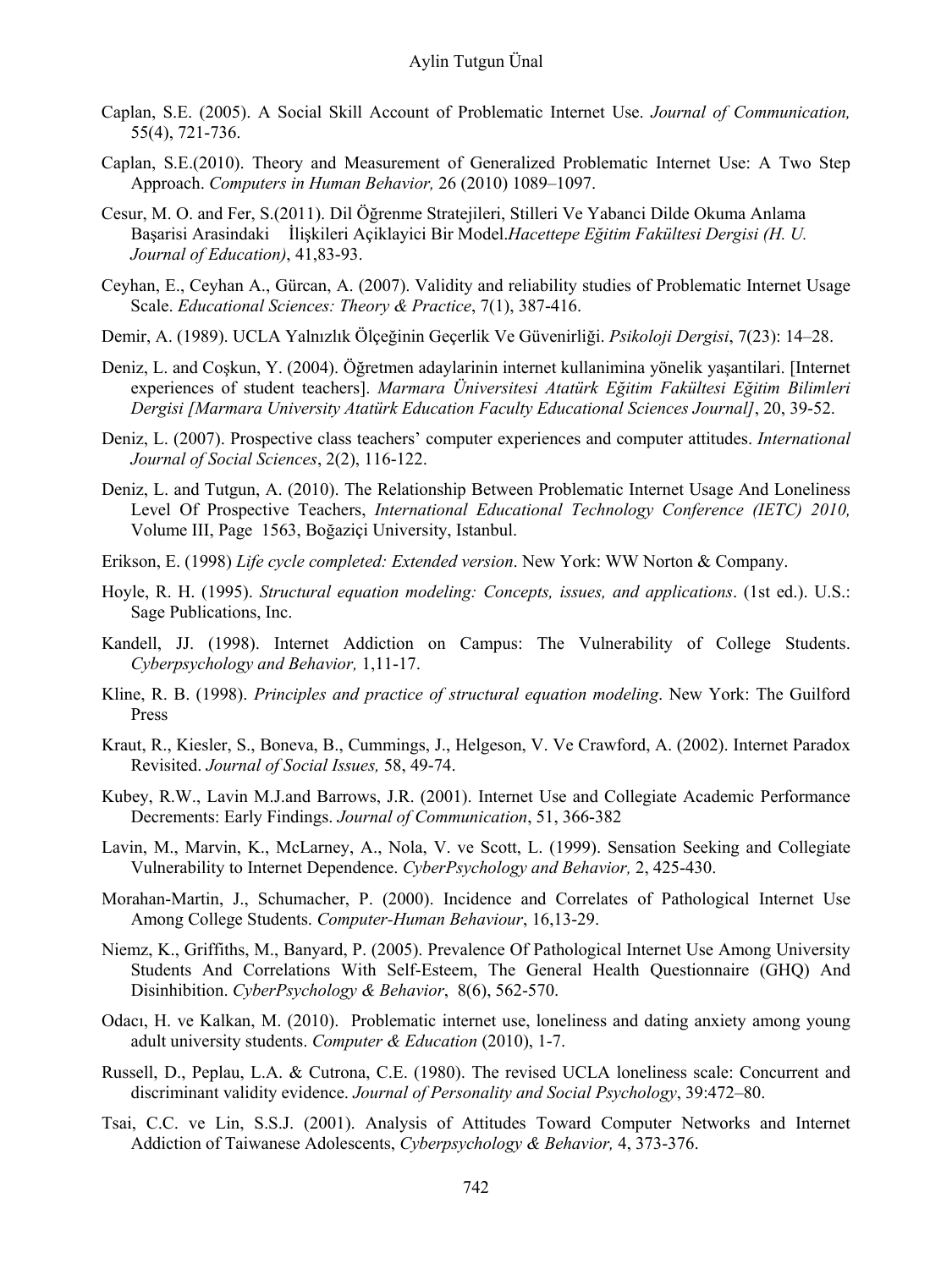Caplan, S.E. (2005). A Social Skill Account of Problematic Internet Use. *Journal of Communication,* 55(4), 721-736.

Caplan, S.E.(2010). Theory and Measurement of Generalized Problematic Internet Use: A Two Step Approach. *Computers in Human Behavior,* 26 (2010) 1089–1097.

Cesur, M. O. and Fer, S.(2011). Dil Öğrenme Stratejileri, Stilleri Ve Yabanci Dilde Okuma Anlama Başarisi Arasindaki İlişkileri Açiklayici Bir Model.*Hacettepe Eğitim Fakültesi Dergisi (H. U. Journal of Education)*, 41,83-93.

Ceyhan, E., Ceyhan A., Gürcan, A. (2007). Validity and reliability studies of Problematic Internet Usage Scale. *Educational Sciences: Theory & Practice*, 7(1), 387-416.

Demir, A. (1989). UCLA Yalnızlık Ölçeğinin Geçerlik Ve Güvenirliği. *Psikoloji Dergisi*, 7(23): 14–28.

Deniz, L. and Coşkun, Y. (2004). Öğretmen adaylarinin internet kullanimina yönelik yaşantilari. [Internet experiences of student teachers]. *Marmara Üniversitesi Atatürk Eğitim Fakültesi Eğitim Bilimleri Dergisi [Marmara University Atatürk Education Faculty Educational Sciences Journal]*, 20, 39-52.

Deniz, L. (2007). Prospective class teachers' computer experiences and computer attitudes. *International Journal of Social Sciences*, 2(2), 116-122.

Deniz, L. and Tutgun, A. (2010). The Relationship Between Problematic Internet Usage And Loneliness Level Of Prospective Teachers, *International Educational Technology Conference (IETC) 2010,* Volume III, Page 1563, Boğaziçi University, Istanbul.

Erikson, E. (1998) *Life cycle completed: Extended version*. New York: WW Norton & Company.

Hoyle, R. H. (1995). *Structural equation modeling: Concepts, issues, and applications*. (1st ed.). U.S.: Sage Publications, Inc.

Kandell, JJ. (1998). Internet Addiction on Campus: The Vulnerability of College Students. *Cyberpsychology and Behavior,* 1,11-17.

Kline, R. B. (1998). *Principles and practice of structural equation modeling*. New York: The Guilford Press

Kraut, R., Kiesler, S., Boneva, B., Cummings, J., Helgeson, V. Ve Crawford, A. (2002). Internet Paradox Revisited. *Journal of Social Issues,* 58, 49-74.

Kubey, R.W., Lavin M.J.and Barrows, J.R. (2001). Internet Use and Collegiate Academic Performance Decrements: Early Findings. *Journal of Communication*, 51, 366-382

Lavin, M., Marvin, K., McLarney, A., Nola, V. ve Scott, L. (1999). Sensation Seeking and Collegiate Vulnerability to Internet Dependence. *CyberPsychology and Behavior,* 2, 425-430.

Morahan-Martin, J., Schumacher, P. (2000). Incidence and Correlates of Pathological Internet Use Among College Students. *Computer-Human Behaviour*, 16,13-29.

Niemz, K., Griffiths, M., Banyard, P. (2005). Prevalence Of Pathological Internet Use Among University Students And Correlations With Self-Esteem, The General Health Questionnaire (GHQ) And Disinhibition. *CyberPsychology & Behavior*, 8(6), 562-570.

Odacı, H. ve Kalkan, M. (2010). Problematic internet use, loneliness and dating anxiety among young adult university students. *Computer & Education* (2010), 1-7.

Russell, D., Peplau, L.A. & Cutrona, C.E. (1980). The revised UCLA loneliness scale: Concurrent and discriminant validity evidence. *Journal of Personality and Social Psychology*, 39:472–80.

Tsai, C.C. ve Lin, S.S.J. (2001). Analysis of Attitudes Toward Computer Networks and Internet Addiction of Taiwanese Adolescents, *Cyberpsychology & Behavior,* 4, 373-376.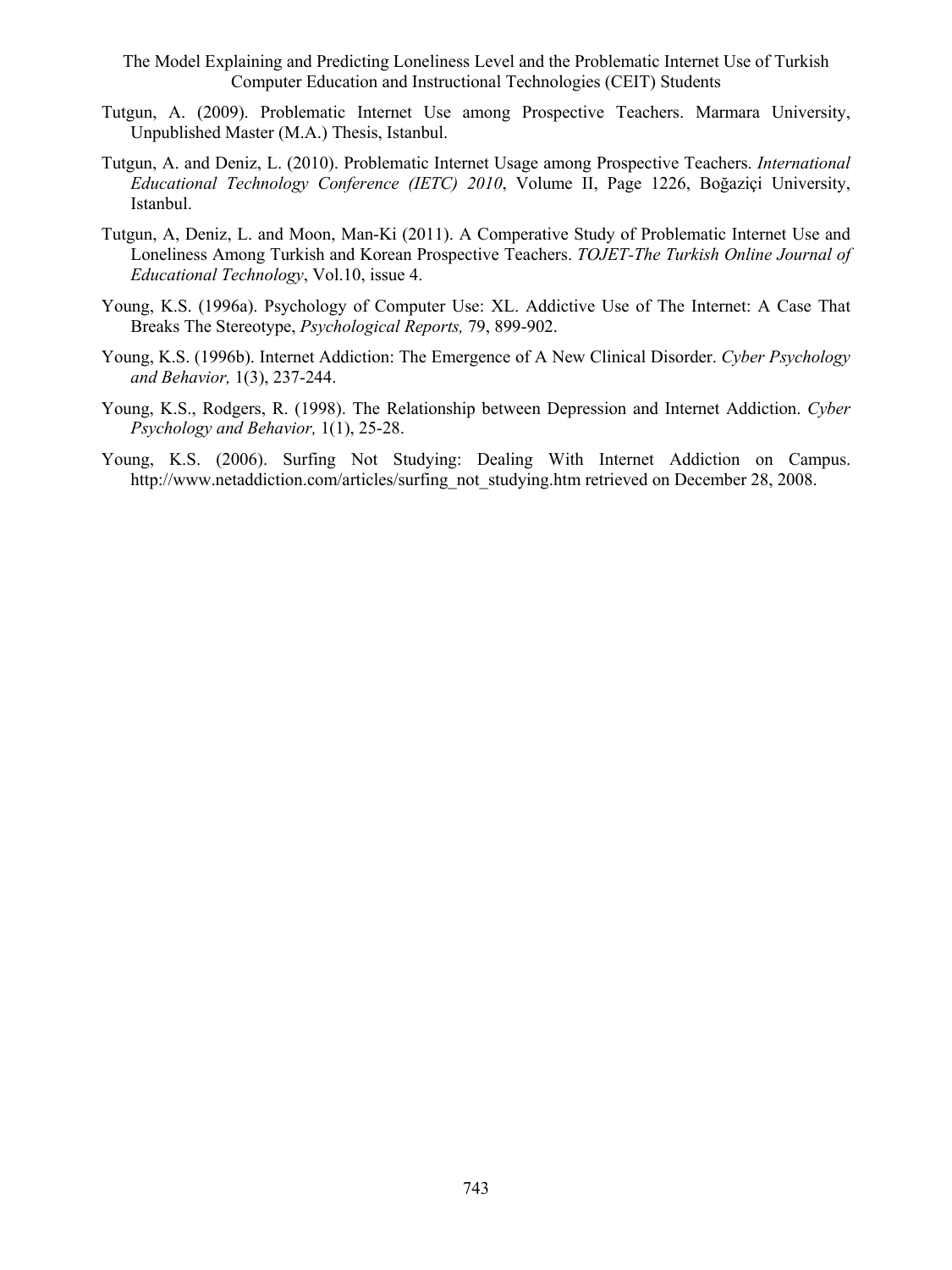Tutgun, A. (2009). Problematic Internet Use among Prospective Teachers. Marmara University, Unpublished Master (M.A.) Thesis, Istanbul.

Tutgun, A. and Deniz, L. (2010). Problematic Internet Usage among Prospective Teachers. *International Educational Technology Conference (IETC) 2010*, Volume II, Page 1226, Boğaziçi University, Istanbul.

Tutgun, A, Deniz, L. and Moon, Man-Ki (2011). A Comperative Study of Problematic Internet Use and Loneliness Among Turkish and Korean Prospective Teachers. *TOJET-The Turkish Online Journal of Educational Technology*, Vol.10, issue 4.

Young, K.S. (1996a). Psychology of Computer Use: XL. Addictive Use of The Internet: A Case That Breaks The Stereotype, *Psychological Reports,* 79, 899-902.

Young, K.S. (1996b). Internet Addiction: The Emergence of A New Clinical Disorder. *Cyber Psychology and Behavior,* 1(3), 237-244.

Young, K.S., Rodgers, R. (1998). The Relationship between Depression and Internet Addiction. *Cyber Psychology and Behavior,* 1(1), 25-28.

Young, K.S. (2006). Surfing Not Studying: Dealing With Internet Addiction on Campus. http://www.netaddiction.com/articles/surfing_not_studying.htm retrieved on December 28, 2008.